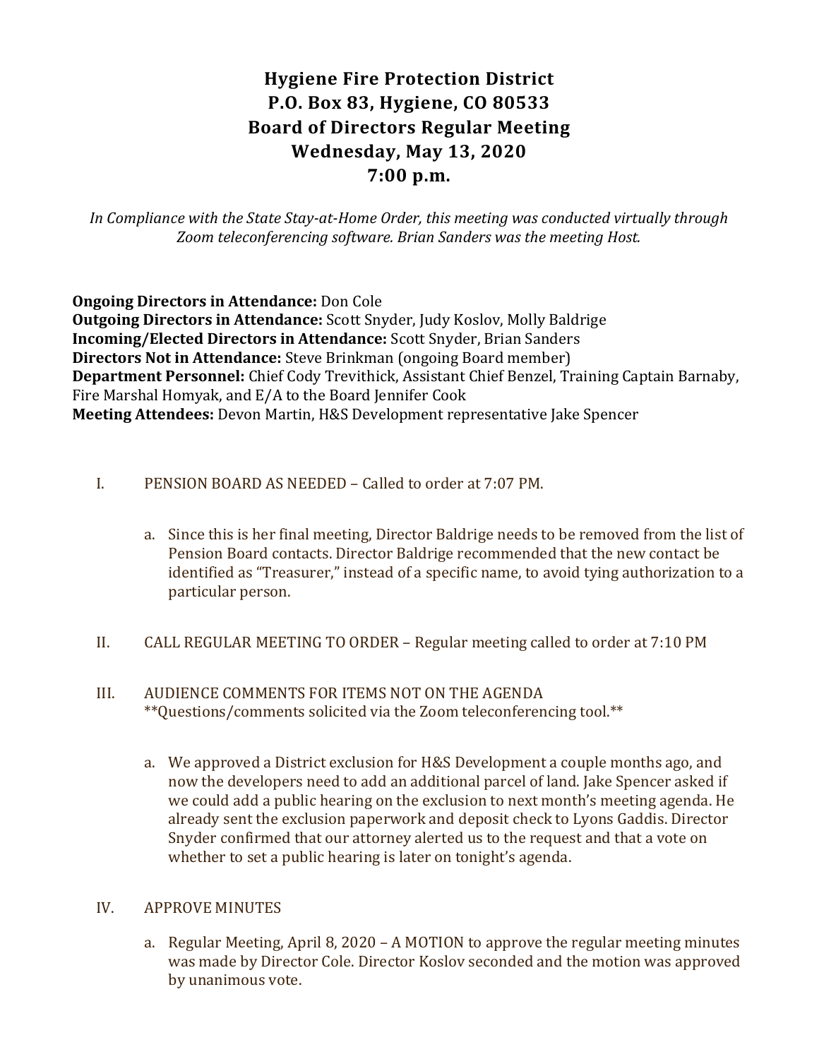# Hygiene Fire Protection District
# P.O. Box 83, Hygiene, CO 80533
# Board of Directors Regular Meeting
# Wednesday, May 13, 2020
# 7:00 p.m.

*In Compliance with the State Stay-at-Home Order, this meeting was conducted virtually through Zoom teleconferencing software. Brian Sanders was the meeting Host.*

**Ongoing Directors in Attendance:** Don Cole
**Outgoing Directors in Attendance:** Scott Snyder, Judy Koslov, Molly Baldrige
**Incoming/Elected Directors in Attendance:** Scott Snyder, Brian Sanders
**Directors Not in Attendance:** Steve Brinkman (ongoing Board member)
**Department Personnel:** Chief Cody Trevithick, Assistant Chief Benzel, Training Captain Barnaby, Fire Marshal Homyak, and E/A to the Board Jennifer Cook
**Meeting Attendees:** Devon Martin, H&S Development representative Jake Spencer

I. PENSION BOARD AS NEEDED – Called to order at 7:07 PM.

   a. Since this is her final meeting, Director Baldrige needs to be removed from the list of Pension Board contacts. Director Baldrige recommended that the new contact be identified as "Treasurer," instead of a specific name, to avoid tying authorization to a particular person.

II. CALL REGULAR MEETING TO ORDER – Regular meeting called to order at 7:10 PM

III. AUDIENCE COMMENTS FOR ITEMS NOT ON THE AGENDA
**Questions/comments solicited via the Zoom teleconferencing tool.**

   a. We approved a District exclusion for H&S Development a couple months ago, and now the developers need to add an additional parcel of land. Jake Spencer asked if we could add a public hearing on the exclusion to next month's meeting agenda. He already sent the exclusion paperwork and deposit check to Lyons Gaddis. Director Snyder confirmed that our attorney alerted us to the request and that a vote on whether to set a public hearing is later on tonight's agenda.

IV. APPROVE MINUTES

   a. Regular Meeting, April 8, 2020 – A MOTION to approve the regular meeting minutes was made by Director Cole. Director Koslov seconded and the motion was approved by unanimous vote.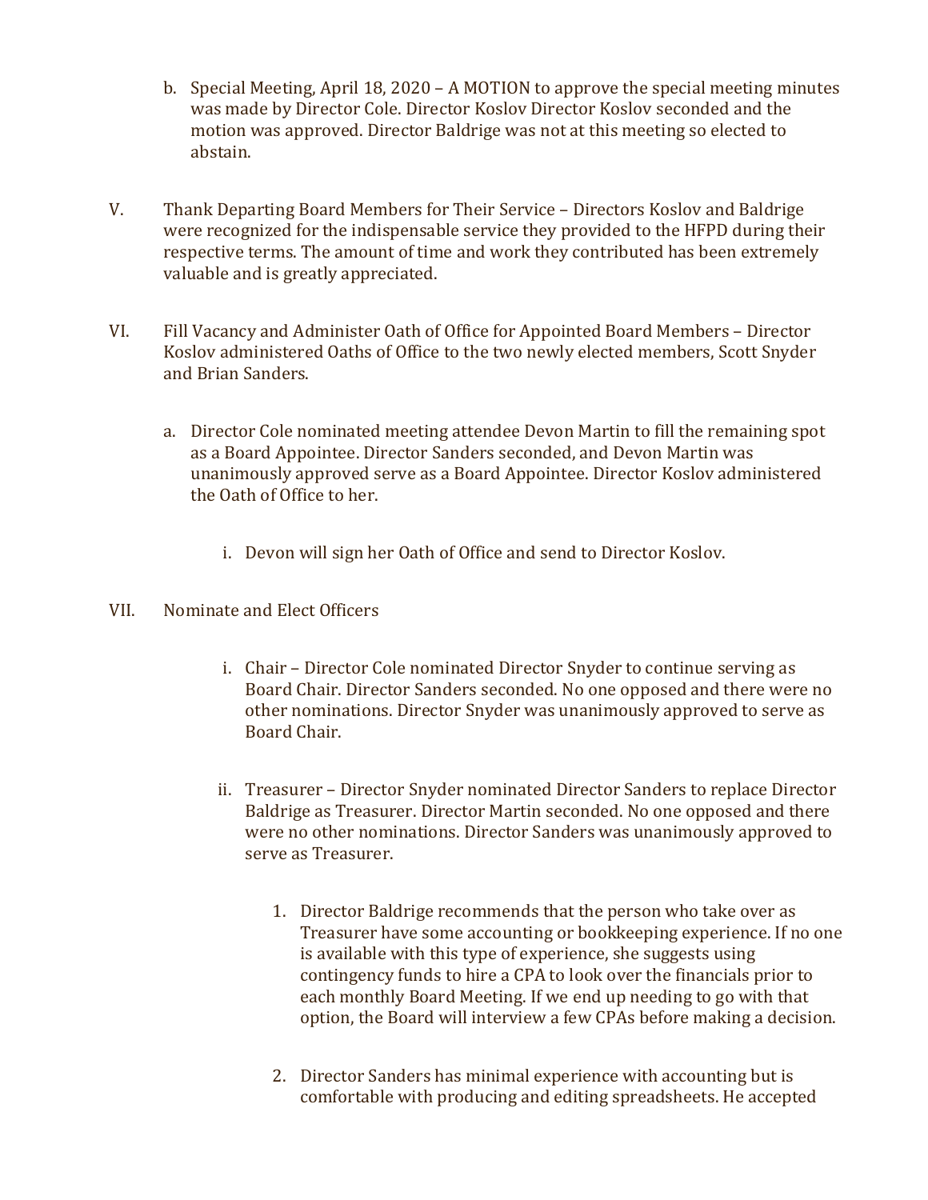b. Special Meeting, April 18, 2020 – A MOTION to approve the special meeting minutes was made by Director Cole. Director Koslov Director Koslov seconded and the motion was approved. Director Baldrige was not at this meeting so elected to abstain.

V. Thank Departing Board Members for Their Service – Directors Koslov and Baldrige were recognized for the indispensable service they provided to the HFPD during their respective terms. The amount of time and work they contributed has been extremely valuable and is greatly appreciated.

VI. Fill Vacancy and Administer Oath of Office for Appointed Board Members – Director Koslov administered Oaths of Office to the two newly elected members, Scott Snyder and Brian Sanders.

   a. Director Cole nominated meeting attendee Devon Martin to fill the remaining spot as a Board Appointee. Director Sanders seconded, and Devon Martin was unanimously approved serve as a Board Appointee. Director Koslov administered the Oath of Office to her.

      i. Devon will sign her Oath of Office and send to Director Koslov.

VII. Nominate and Elect Officers

      i. Chair – Director Cole nominated Director Snyder to continue serving as Board Chair. Director Sanders seconded. No one opposed and there were no other nominations. Director Snyder was unanimously approved to serve as Board Chair.

      ii. Treasurer – Director Snyder nominated Director Sanders to replace Director Baldrige as Treasurer. Director Martin seconded. No one opposed and there were no other nominations. Director Sanders was unanimously approved to serve as Treasurer.

         1. Director Baldrige recommends that the person who take over as Treasurer have some accounting or bookkeeping experience. If no one is available with this type of experience, she suggests using contingency funds to hire a CPA to look over the financials prior to each monthly Board Meeting. If we end up needing to go with that option, the Board will interview a few CPAs before making a decision.

         2. Director Sanders has minimal experience with accounting but is comfortable with producing and editing spreadsheets. He accepted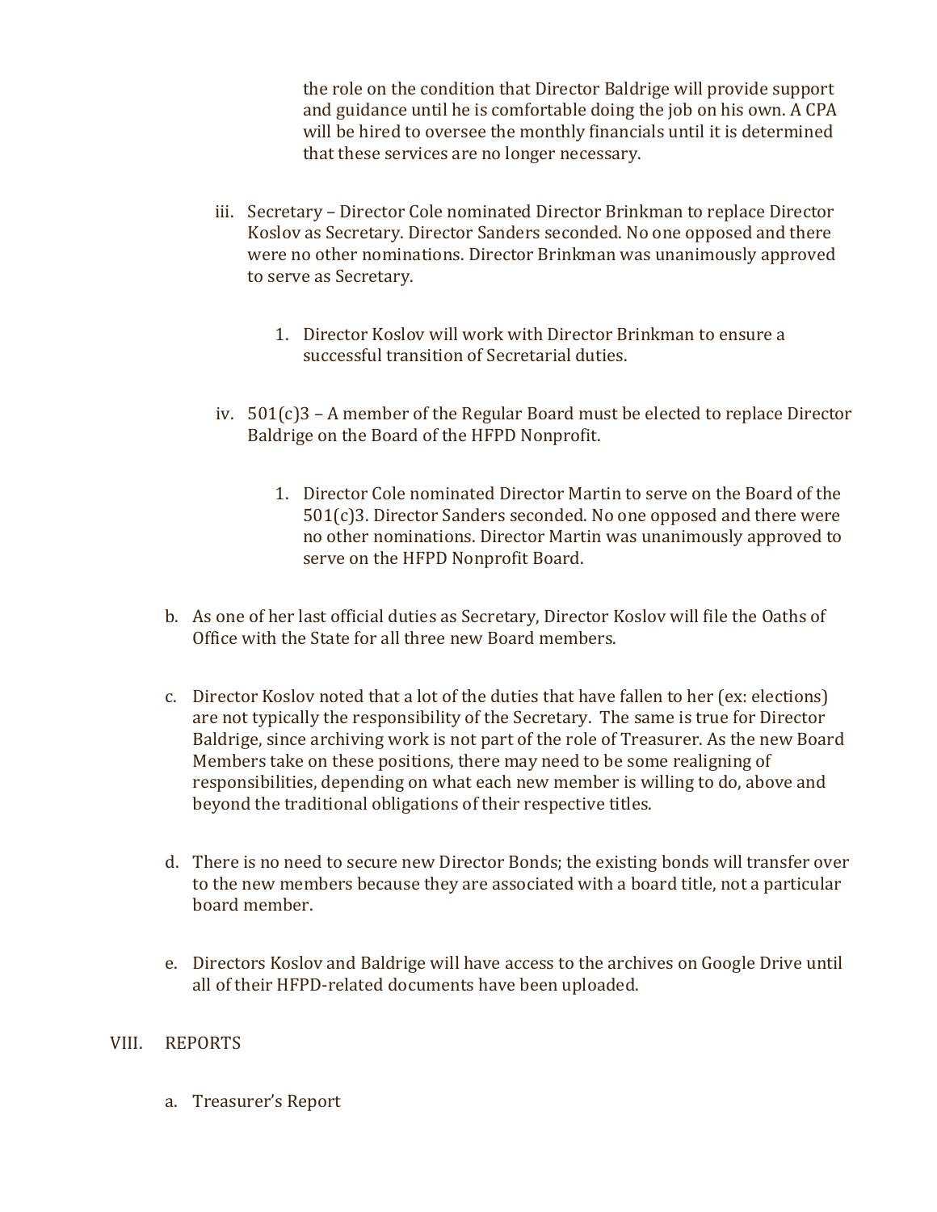the role on the condition that Director Baldrige will provide support and guidance until he is comfortable doing the job on his own. A CPA will be hired to oversee the monthly financials until it is determined that these services are no longer necessary.

iii. Secretary – Director Cole nominated Director Brinkman to replace Director Koslov as Secretary. Director Sanders seconded. No one opposed and there were no other nominations. Director Brinkman was unanimously approved to serve as Secretary.

    1. Director Koslov will work with Director Brinkman to ensure a successful transition of Secretarial duties.

iv. 501(c)3 – A member of the Regular Board must be elected to replace Director Baldrige on the Board of the HFPD Nonprofit.

    1. Director Cole nominated Director Martin to serve on the Board of the 501(c)3. Director Sanders seconded. No one opposed and there were no other nominations. Director Martin was unanimously approved to serve on the HFPD Nonprofit Board.

b. As one of her last official duties as Secretary, Director Koslov will file the Oaths of Office with the State for all three new Board members.

c. Director Koslov noted that a lot of the duties that have fallen to her (ex: elections) are not typically the responsibility of the Secretary. The same is true for Director Baldrige, since archiving work is not part of the role of Treasurer. As the new Board Members take on these positions, there may need to be some realigning of responsibilities, depending on what each new member is willing to do, above and beyond the traditional obligations of their respective titles.

d. There is no need to secure new Director Bonds; the existing bonds will transfer over to the new members because they are associated with a board title, not a particular board member.

e. Directors Koslov and Baldrige will have access to the archives on Google Drive until all of their HFPD-related documents have been uploaded.

VIII. REPORTS

a. Treasurer's Report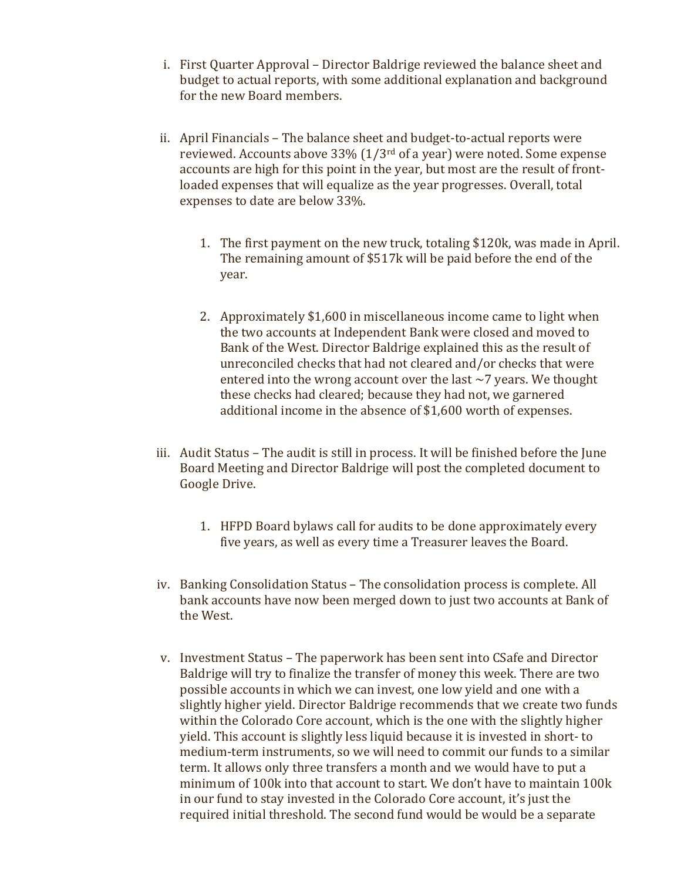i. First Quarter Approval – Director Baldrige reviewed the balance sheet and budget to actual reports, with some additional explanation and background for the new Board members.

ii. April Financials – The balance sheet and budget-to-actual reports were reviewed. Accounts above 33% (1/3rd of a year) were noted. Some expense accounts are high for this point in the year, but most are the result of front-loaded expenses that will equalize as the year progresses. Overall, total expenses to date are below 33%.

   1. The first payment on the new truck, totaling $120k, was made in April. The remaining amount of $517k will be paid before the end of the year.

   2. Approximately $1,600 in miscellaneous income came to light when the two accounts at Independent Bank were closed and moved to Bank of the West. Director Baldrige explained this as the result of unreconciled checks that had not cleared and/or checks that were entered into the wrong account over the last ~7 years. We thought these checks had cleared; because they had not, we garnered additional income in the absence of $1,600 worth of expenses.

iii. Audit Status – The audit is still in process. It will be finished before the June Board Meeting and Director Baldrige will post the completed document to Google Drive.

   1. HFPD Board bylaws call for audits to be done approximately every five years, as well as every time a Treasurer leaves the Board.

iv. Banking Consolidation Status – The consolidation process is complete. All bank accounts have now been merged down to just two accounts at Bank of the West.

v. Investment Status – The paperwork has been sent into CSafe and Director Baldrige will try to finalize the transfer of money this week. There are two possible accounts in which we can invest, one low yield and one with a slightly higher yield. Director Baldrige recommends that we create two funds within the Colorado Core account, which is the one with the slightly higher yield. This account is slightly less liquid because it is invested in short- to medium-term instruments, so we will need to commit our funds to a similar term. It allows only three transfers a month and we would have to put a minimum of 100k into that account to start. We don't have to maintain 100k in our fund to stay invested in the Colorado Core account, it's just the required initial threshold. The second fund would be would be a separate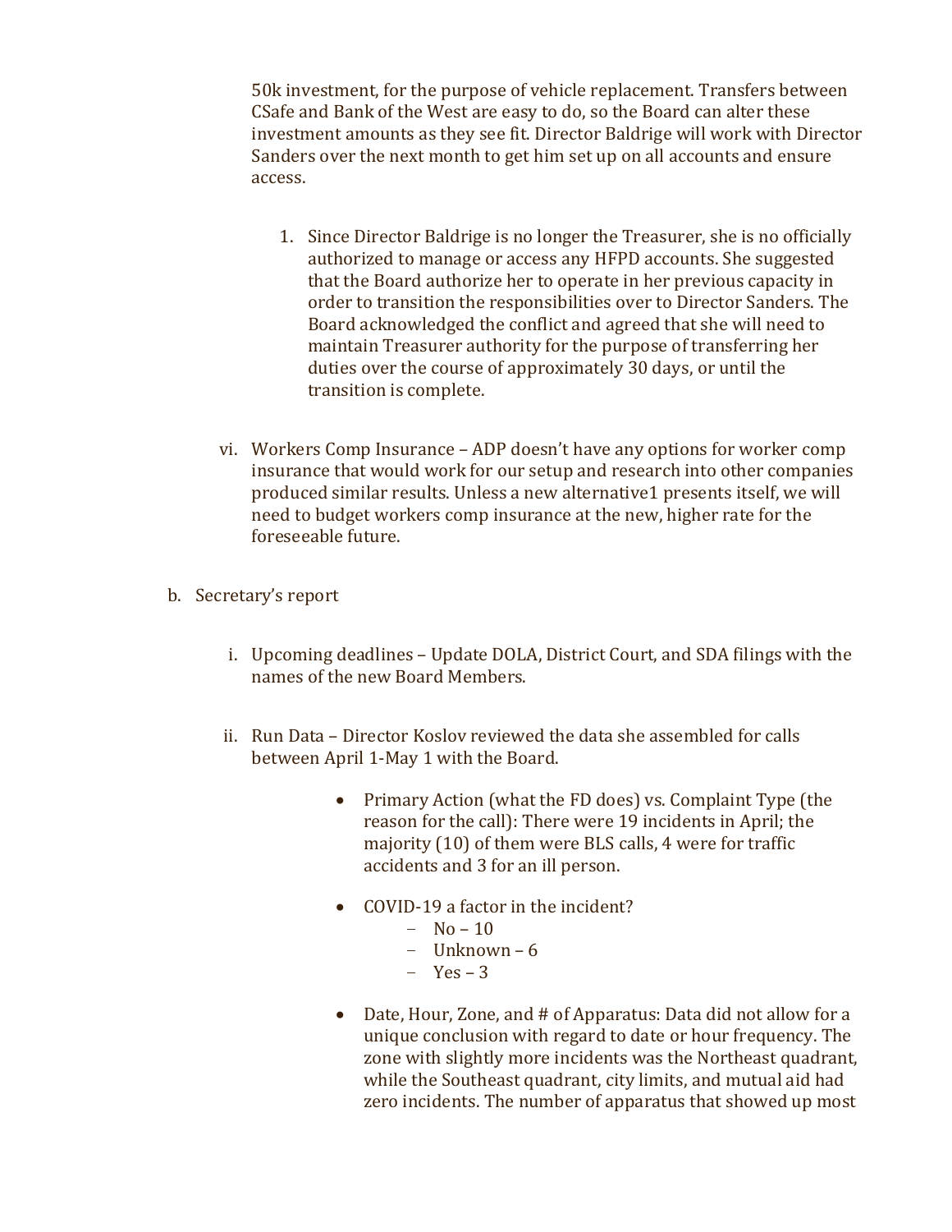50k investment, for the purpose of vehicle replacement. Transfers between CSafe and Bank of the West are easy to do, so the Board can alter these investment amounts as they see fit. Director Baldrige will work with Director Sanders over the next month to get him set up on all accounts and ensure access.

1. Since Director Baldrige is no longer the Treasurer, she is no officially authorized to manage or access any HFPD accounts. She suggested that the Board authorize her to operate in her previous capacity in order to transition the responsibilities over to Director Sanders. The Board acknowledged the conflict and agreed that she will need to maintain Treasurer authority for the purpose of transferring her duties over the course of approximately 30 days, or until the transition is complete.

vi. Workers Comp Insurance – ADP doesn't have any options for worker comp insurance that would work for our setup and research into other companies produced similar results. Unless a new alternative1 presents itself, we will need to budget workers comp insurance at the new, higher rate for the foreseeable future.

b. Secretary's report

i. Upcoming deadlines – Update DOLA, District Court, and SDA filings with the names of the new Board Members.

ii. Run Data – Director Koslov reviewed the data she assembled for calls between April 1-May 1 with the Board.

- Primary Action (what the FD does) vs. Complaint Type (the reason for the call): There were 19 incidents in April; the majority (10) of them were BLS calls, 4 were for traffic accidents and 3 for an ill person.

- COVID-19 a factor in the incident?
  - No – 10
  - Unknown – 6
  - Yes – 3

- Date, Hour, Zone, and # of Apparatus: Data did not allow for a unique conclusion with regard to date or hour frequency. The zone with slightly more incidents was the Northeast quadrant, while the Southeast quadrant, city limits, and mutual aid had zero incidents. The number of apparatus that showed up most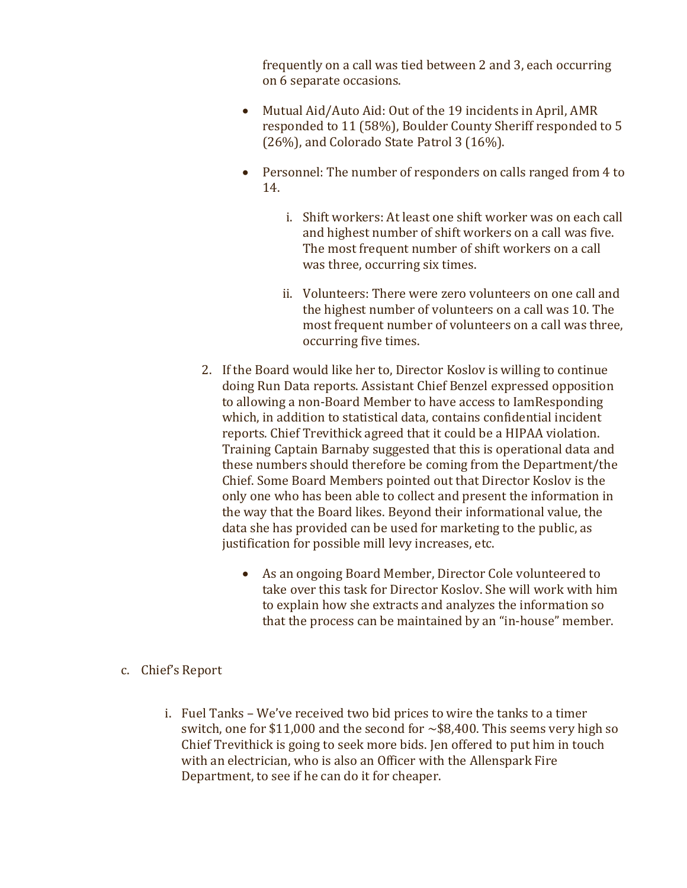frequently on a call was tied between 2 and 3, each occurring on 6 separate occasions.

- Mutual Aid/Auto Aid: Out of the 19 incidents in April, AMR responded to 11 (58%), Boulder County Sheriff responded to 5 (26%), and Colorado State Patrol 3 (16%).

- Personnel: The number of responders on calls ranged from 4 to 14.

  i. Shift workers: At least one shift worker was on each call and highest number of shift workers on a call was five. The most frequent number of shift workers on a call was three, occurring six times.

  ii. Volunteers: There were zero volunteers on one call and the highest number of volunteers on a call was 10. The most frequent number of volunteers on a call was three, occurring five times.

2. If the Board would like her to, Director Koslov is willing to continue doing Run Data reports. Assistant Chief Benzel expressed opposition to allowing a non-Board Member to have access to IamResponding which, in addition to statistical data, contains confidential incident reports. Chief Trevithick agreed that it could be a HIPAA violation. Training Captain Barnaby suggested that this is operational data and these numbers should therefore be coming from the Department/the Chief. Some Board Members pointed out that Director Koslov is the only one who has been able to collect and present the information in the way that the Board likes. Beyond their informational value, the data she has provided can be used for marketing to the public, as justification for possible mill levy increases, etc.

   - As an ongoing Board Member, Director Cole volunteered to take over this task for Director Koslov. She will work with him to explain how she extracts and analyzes the information so that the process can be maintained by an "in-house" member.

c. Chief's Report

   i. Fuel Tanks – We've received two bid prices to wire the tanks to a timer switch, one for $11,000 and the second for ~$8,400. This seems very high so Chief Trevithick is going to seek more bids. Jen offered to put him in touch with an electrician, who is also an Officer with the Allenspark Fire Department, to see if he can do it for cheaper.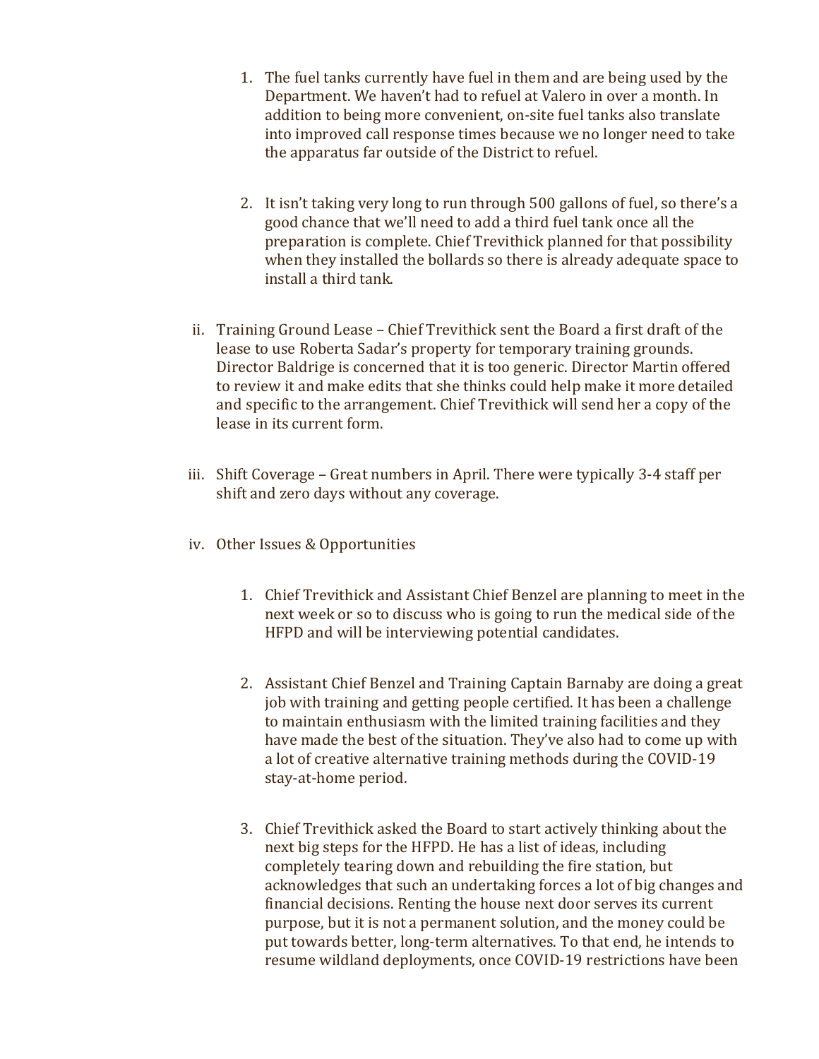1. The fuel tanks currently have fuel in them and are being used by the Department. We haven't had to refuel at Valero in over a month. In addition to being more convenient, on-site fuel tanks also translate into improved call response times because we no longer need to take the apparatus far outside of the District to refuel.

2. It isn't taking very long to run through 500 gallons of fuel, so there's a good chance that we'll need to add a third fuel tank once all the preparation is complete. Chief Trevithick planned for that possibility when they installed the bollards so there is already adequate space to install a third tank.

ii. Training Ground Lease – Chief Trevithick sent the Board a first draft of the lease to use Roberta Sadar's property for temporary training grounds. Director Baldrige is concerned that it is too generic. Director Martin offered to review it and make edits that she thinks could help make it more detailed and specific to the arrangement. Chief Trevithick will send her a copy of the lease in its current form.

iii. Shift Coverage – Great numbers in April. There were typically 3-4 staff per shift and zero days without any coverage.

iv. Other Issues & Opportunities

1. Chief Trevithick and Assistant Chief Benzel are planning to meet in the next week or so to discuss who is going to run the medical side of the HFPD and will be interviewing potential candidates.

2. Assistant Chief Benzel and Training Captain Barnaby are doing a great job with training and getting people certified. It has been a challenge to maintain enthusiasm with the limited training facilities and they have made the best of the situation. They've also had to come up with a lot of creative alternative training methods during the COVID-19 stay-at-home period.

3. Chief Trevithick asked the Board to start actively thinking about the next big steps for the HFPD. He has a list of ideas, including completely tearing down and rebuilding the fire station, but acknowledges that such an undertaking forces a lot of big changes and financial decisions. Renting the house next door serves its current purpose, but it is not a permanent solution, and the money could be put towards better, long-term alternatives. To that end, he intends to resume wildland deployments, once COVID-19 restrictions have been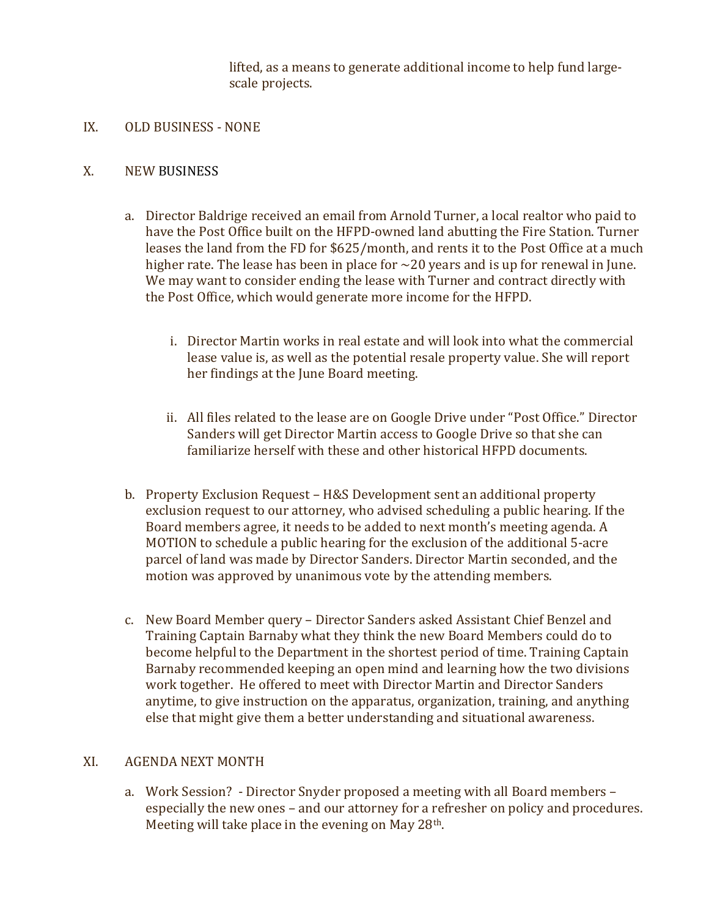lifted, as a means to generate additional income to help fund large-scale projects.

IX. OLD BUSINESS - NONE

X. NEW BUSINESS

a. Director Baldrige received an email from Arnold Turner, a local realtor who paid to have the Post Office built on the HFPD-owned land abutting the Fire Station. Turner leases the land from the FD for $625/month, and rents it to the Post Office at a much higher rate. The lease has been in place for ~20 years and is up for renewal in June. We may want to consider ending the lease with Turner and contract directly with the Post Office, which would generate more income for the HFPD.

   i. Director Martin works in real estate and will look into what the commercial lease value is, as well as the potential resale property value. She will report her findings at the June Board meeting.

   ii. All files related to the lease are on Google Drive under "Post Office." Director Sanders will get Director Martin access to Google Drive so that she can familiarize herself with these and other historical HFPD documents.

b. Property Exclusion Request – H&S Development sent an additional property exclusion request to our attorney, who advised scheduling a public hearing. If the Board members agree, it needs to be added to next month's meeting agenda. A MOTION to schedule a public hearing for the exclusion of the additional 5-acre parcel of land was made by Director Sanders. Director Martin seconded, and the motion was approved by unanimous vote by the attending members.

c. New Board Member query – Director Sanders asked Assistant Chief Benzel and Training Captain Barnaby what they think the new Board Members could do to become helpful to the Department in the shortest period of time. Training Captain Barnaby recommended keeping an open mind and learning how the two divisions work together. He offered to meet with Director Martin and Director Sanders anytime, to give instruction on the apparatus, organization, training, and anything else that might give them a better understanding and situational awareness.

XI. AGENDA NEXT MONTH

a. Work Session? - Director Snyder proposed a meeting with all Board members – especially the new ones – and our attorney for a refresher on policy and procedures. Meeting will take place in the evening on May 28th.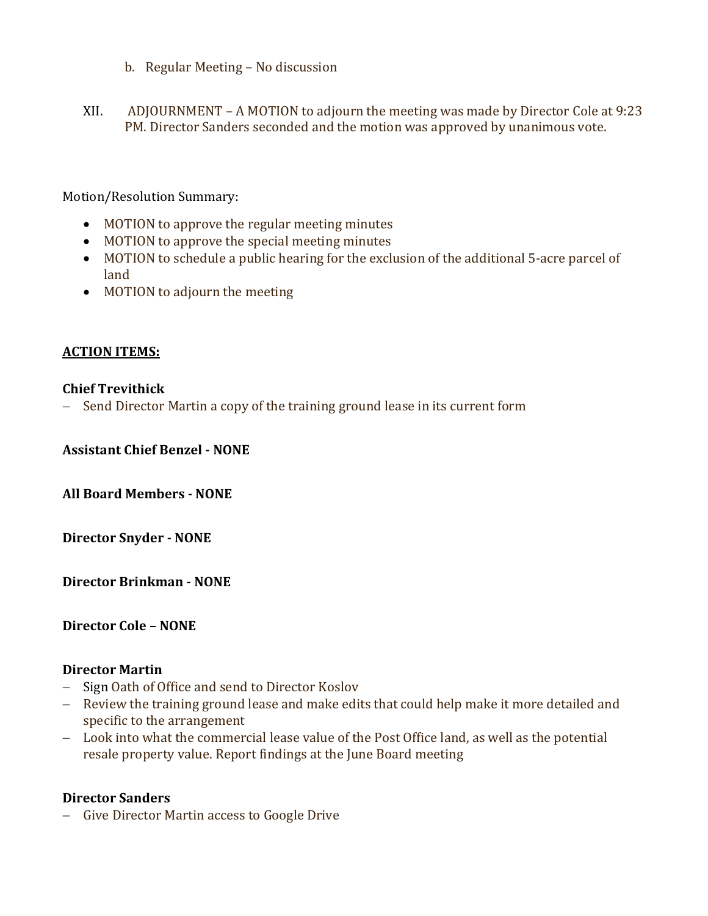b. Regular Meeting – No discussion

XII. ADJOURNMENT – A MOTION to adjourn the meeting was made by Director Cole at 9:23 PM. Director Sanders seconded and the motion was approved by unanimous vote.

Motion/Resolution Summary:

- MOTION to approve the regular meeting minutes
- MOTION to approve the special meeting minutes
- MOTION to schedule a public hearing for the exclusion of the additional 5-acre parcel of land
- MOTION to adjourn the meeting

**ACTION ITEMS:**

**Chief Trevithick**

– Send Director Martin a copy of the training ground lease in its current form

**Assistant Chief Benzel - NONE**

**All Board Members - NONE**

**Director Snyder - NONE**

**Director Brinkman - NONE**

**Director Cole – NONE**

**Director Martin**

– Sign Oath of Office and send to Director Koslov
– Review the training ground lease and make edits that could help make it more detailed and specific to the arrangement
– Look into what the commercial lease value of the Post Office land, as well as the potential resale property value. Report findings at the June Board meeting

**Director Sanders**

– Give Director Martin access to Google Drive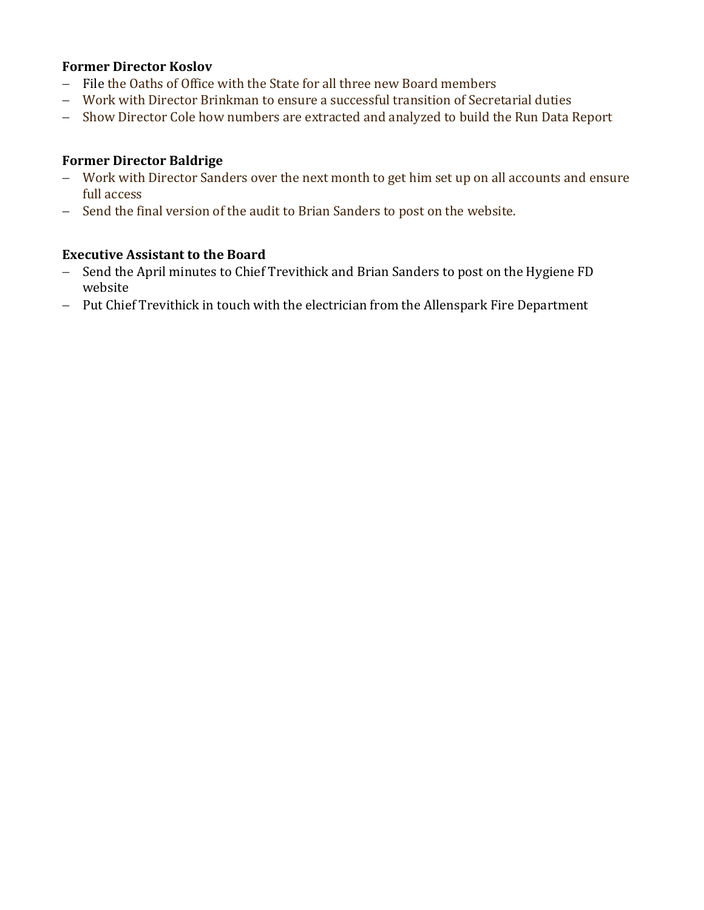**Former Director Koslov**

- File the Oaths of Office with the State for all three new Board members
- Work with Director Brinkman to ensure a successful transition of Secretarial duties
- Show Director Cole how numbers are extracted and analyzed to build the Run Data Report

**Former Director Baldrige**

- Work with Director Sanders over the next month to get him set up on all accounts and ensure full access
- Send the final version of the audit to Brian Sanders to post on the website.

**Executive Assistant to the Board**

- Send the April minutes to Chief Trevithick and Brian Sanders to post on the Hygiene FD website
- Put Chief Trevithick in touch with the electrician from the Allenspark Fire Department